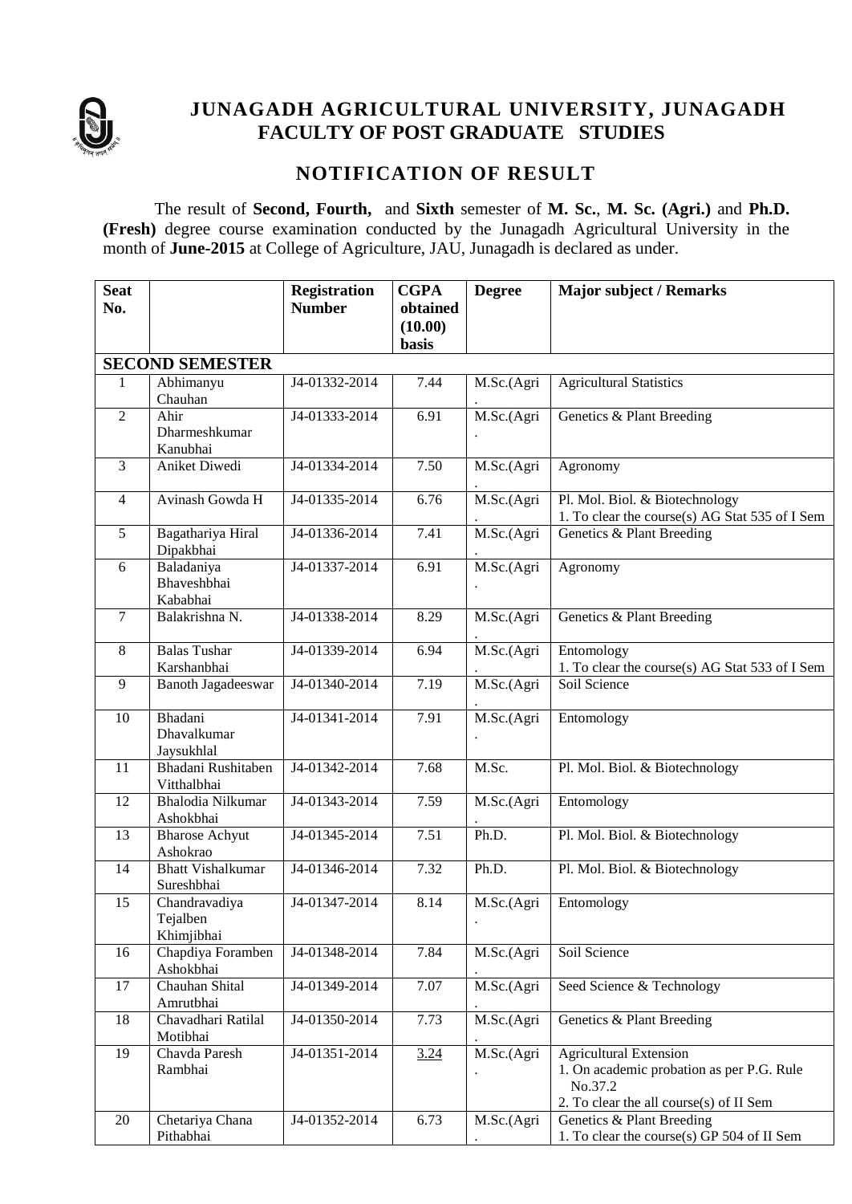# JUNAGADH AGRICULTURAL UNIVERSITY, JUNAGADH
## FACULTY OF POST GRADUATE STUDIES

## NOTIFICATION OF RESULT

The result of **Second, Fourth,** and **Sixth** semester of **M. Sc.**, **M. Sc. (Agri.)** and **Ph.D. (Fresh)** degree course examination conducted by the Junagadh Agricultural University in the month of **June-2015** at College of Agriculture, JAU, Junagadh is declared as under.

| Seat No. | | Registration Number | CGPA obtained (10.00) basis | Degree | Major subject / Remarks |
|---|---|---|---|---|---|
| **SECOND SEMESTER** | | | | | |
| 1 | Abhimanyu Chauhan | J4-01332-2014 | 7.44 | M.Sc.(Agri. | Agricultural Statistics |
| 2 | Ahir Dharmeshkumar Kanubhai | J4-01333-2014 | 6.91 | M.Sc.(Agri. | Genetics & Plant Breeding |
| 3 | Aniket Diwedi | J4-01334-2014 | 7.50 | M.Sc.(Agri. | Agronomy |
| 4 | Avinash Gowda H | J4-01335-2014 | 6.76 | M.Sc.(Agri. | Pl. Mol. Biol. & Biotechnology<br>1. To clear the course(s) AG Stat 535 of I Sem |
| 5 | Bagathariya Hiral Dipakbhai | J4-01336-2014 | 7.41 | M.Sc.(Agri. | Genetics & Plant Breeding |
| 6 | Baladaniya Bhaveshbhai Kababhai | J4-01337-2014 | 6.91 | M.Sc.(Agri. | Agronomy |
| 7 | Balakrishna N. | J4-01338-2014 | 8.29 | M.Sc.(Agri. | Genetics & Plant Breeding |
| 8 | Balas Tushar Karshanbhai | J4-01339-2014 | 6.94 | M.Sc.(Agri. | Entomology<br>1. To clear the course(s) AG Stat 533 of I Sem |
| 9 | Banoth Jagadeeswar | J4-01340-2014 | 7.19 | M.Sc.(Agri. | Soil Science |
| 10 | Bhadani Dhavalkumar Jaysukhlal | J4-01341-2014 | 7.91 | M.Sc.(Agri. | Entomology |
| 11 | Bhadani Rushitaben Vitthalbhai | J4-01342-2014 | 7.68 | M.Sc. | Pl. Mol. Biol. & Biotechnology |
| 12 | Bhalodia Nilkumar Ashokbhai | J4-01343-2014 | 7.59 | M.Sc.(Agri. | Entomology |
| 13 | Bharose Achyut Ashokrao | J4-01345-2014 | 7.51 | Ph.D. | Pl. Mol. Biol. & Biotechnology |
| 14 | Bhatt Vishalkumar Sureshbhai | J4-01346-2014 | 7.32 | Ph.D. | Pl. Mol. Biol. & Biotechnology |
| 15 | Chandravadiya Tejalben Khimjibhai | J4-01347-2014 | 8.14 | M.Sc.(Agri. | Entomology |
| 16 | Chapdiya Foramben Ashokbhai | J4-01348-2014 | 7.84 | M.Sc.(Agri. | Soil Science |
| 17 | Chauhan Shital Amrutbhai | J4-01349-2014 | 7.07 | M.Sc.(Agri. | Seed Science & Technology |
| 18 | Chavadhari Ratilal Motibhai | J4-01350-2014 | 7.73 | M.Sc.(Agri. | Genetics & Plant Breeding |
| 19 | Chavda Paresh Rambhai | J4-01351-2014 | 3.24 | M.Sc.(Agri. | Agricultural Extension<br>1. On academic probation as per P.G. Rule No.37.2<br>2. To clear the all course(s) of II Sem |
| 20 | Chetariya Chana Pithabhai | J4-01352-2014 | 6.73 | M.Sc.(Agri. | Genetics & Plant Breeding<br>1. To clear the course(s) GP 504 of II Sem |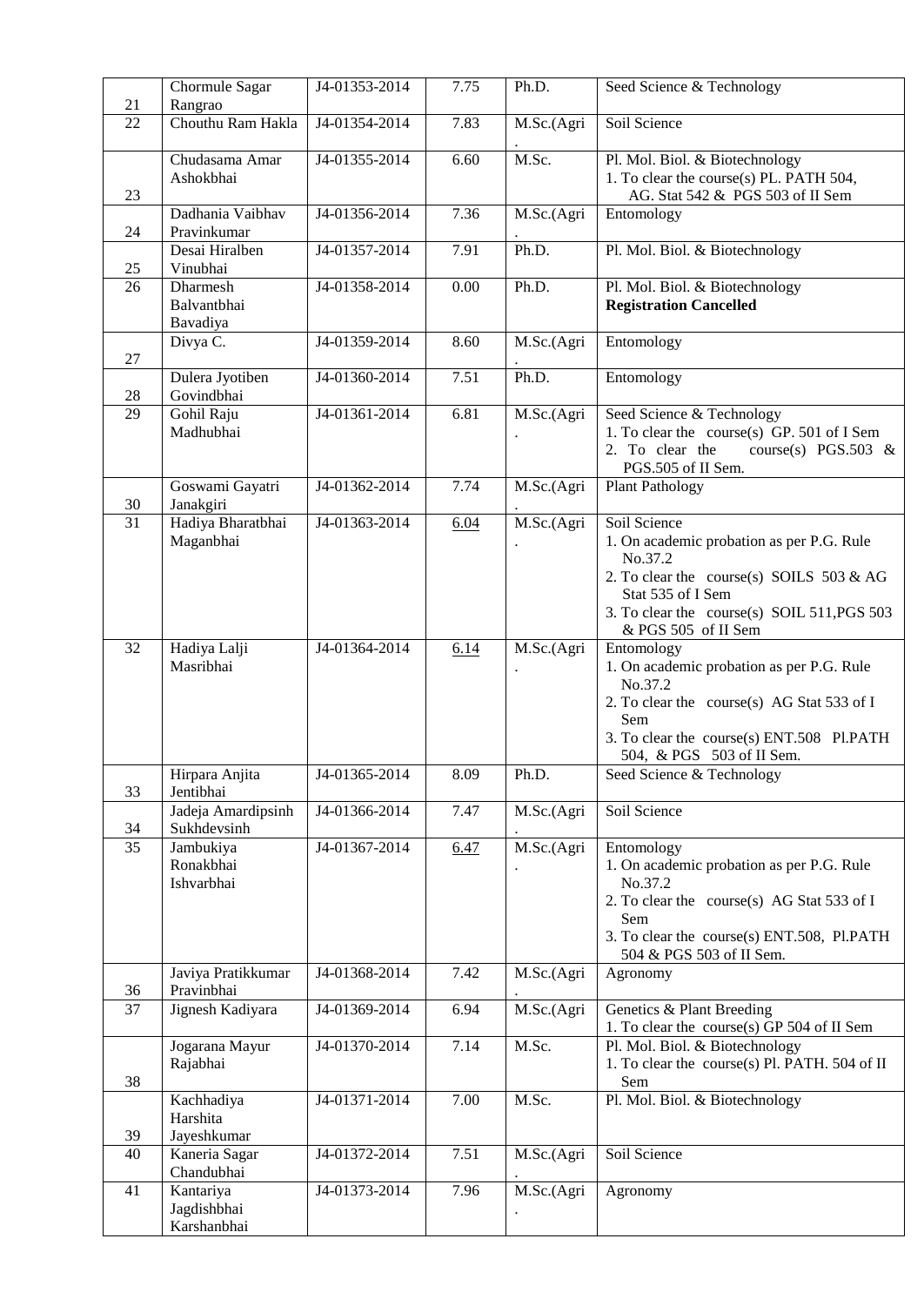| 21 | Chormule Sagar Rangrao | J4-01353-2014 | 7.75 | Ph.D. | Seed Science & Technology |
|---|---|---|---|---|---|
| 22 | Chouthu Ram Hakla | J4-01354-2014 | 7.83 | M.Sc.(Agri.) | Soil Science |
| 23 | Chudasama Amar Ashokbhai | J4-01355-2014 | 6.60 | M.Sc. | Pl. Mol. Biol. & Biotechnology<br>1. To clear the course(s) PL. PATH 504, AG. Stat 542 & PGS 503 of II Sem |
| 24 | Dadhania Vaibhav Pravinkumar | J4-01356-2014 | 7.36 | M.Sc.(Agri.) | Entomology |
| 25 | Desai Hiralben Vinubhai | J4-01357-2014 | 7.91 | Ph.D. | Pl. Mol. Biol. & Biotechnology |
| 26 | Dharmesh Balvantbhai Bavadiya | J4-01358-2014 | 0.00 | Ph.D. | Pl. Mol. Biol. & Biotechnology<br>**Registration Cancelled** |
| 27 | Divya C. | J4-01359-2014 | 8.60 | M.Sc.(Agri.) | Entomology |
| 28 | Dulera Jyotiben Govindbhai | J4-01360-2014 | 7.51 | Ph.D. | Entomology |
| 29 | Gohil Raju Madhubhai | J4-01361-2014 | 6.81 | M.Sc.(Agri.) | Seed Science & Technology<br>1. To clear the course(s) GP. 501 of I Sem<br>2. To clear the course(s) PGS.503 & PGS.505 of II Sem. |
| 30 | Goswami Gayatri Janakgiri | J4-01362-2014 | 7.74 | M.Sc.(Agri.) | Plant Pathology |
| 31 | Hadiya Bharatbhai Maganbhai | J4-01363-2014 | 6.04 | M.Sc.(Agri.) | Soil Science<br>1. On academic probation as per P.G. Rule No.37.2<br>2. To clear the course(s) SOILS 503 & AG Stat 535 of I Sem<br>3. To clear the course(s) SOIL 511,PGS 503 & PGS 505 of II Sem |
| 32 | Hadiya Lalji Masribhai | J4-01364-2014 | 6.14 | M.Sc.(Agri.) | Entomology<br>1. On academic probation as per P.G. Rule No.37.2<br>2. To clear the course(s) AG Stat 533 of I Sem<br>3. To clear the course(s) ENT.508 Pl.PATH 504, & PGS 503 of II Sem. |
| 33 | Hirpara Anjita Jentibhai | J4-01365-2014 | 8.09 | Ph.D. | Seed Science & Technology |
| 34 | Jadeja Amardipsinh Sukhdevsinh | J4-01366-2014 | 7.47 | M.Sc.(Agri.) | Soil Science |
| 35 | Jambukiya Ronakbhai Ishvarbhai | J4-01367-2014 | 6.47 | M.Sc.(Agri.) | Entomology<br>1. On academic probation as per P.G. Rule No.37.2<br>2. To clear the course(s) AG Stat 533 of I Sem<br>3. To clear the course(s) ENT.508, Pl.PATH 504 & PGS 503 of II Sem. |
| 36 | Javiya Pratikkumar Pravinbhai | J4-01368-2014 | 7.42 | M.Sc.(Agri.) | Agronomy |
| 37 | Jignesh Kadiyara | J4-01369-2014 | 6.94 | M.Sc.(Agri.) | Genetics & Plant Breeding<br>1. To clear the course(s) GP 504 of II Sem |
| 38 | Jogarana Mayur Rajabhai | J4-01370-2014 | 7.14 | M.Sc. | Pl. Mol. Biol. & Biotechnology<br>1. To clear the course(s) Pl. PATH. 504 of II Sem |
| 39 | Kachhadiya Harshita Jayeshkumar | J4-01371-2014 | 7.00 | M.Sc. | Pl. Mol. Biol. & Biotechnology |
| 40 | Kaneria Sagar Chandubhai | J4-01372-2014 | 7.51 | M.Sc.(Agri.) | Soil Science |
| 41 | Kantariya Jagdishbhai Karshanbhai | J4-01373-2014 | 7.96 | M.Sc.(Agri.) | Agronomy |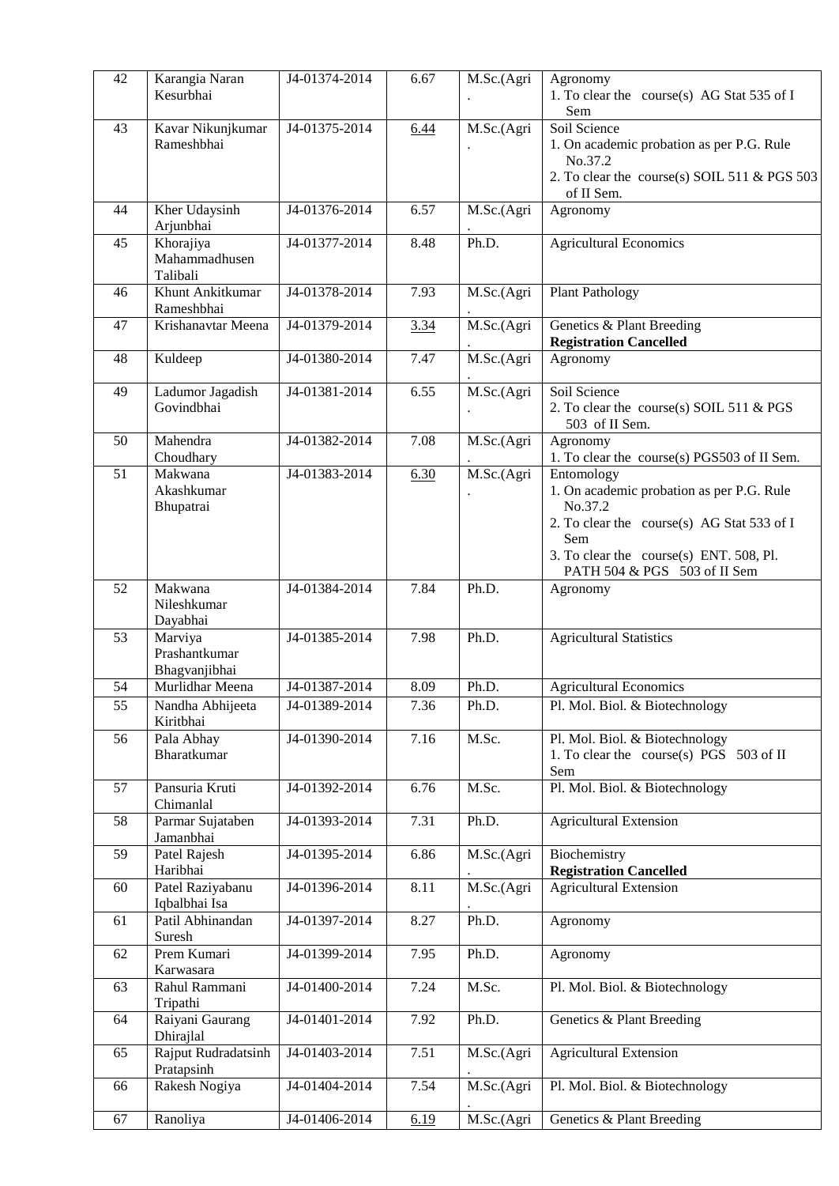| 42 | Karangia Naran Kesurbhai | J4-01374-2014 | 6.67 | M.Sc.(Agri.) | Agronomy<br>1. To clear the course(s) AG Stat 535 of I Sem |
|---|---|---|---|---|---|
| 43 | Kavar Nikunjkumar Rameshbhai | J4-01375-2014 | 6.44 | M.Sc.(Agri.) | Soil Science<br>1. On academic probation as per P.G. Rule No.37.2<br>2. To clear the course(s) SOIL 511 & PGS 503 of II Sem. |
| 44 | Kher Udaysinh Arjunbhai | J4-01376-2014 | 6.57 | M.Sc.(Agri.) | Agronomy |
| 45 | Khorajiya Mahammadhusen Talibali | J4-01377-2014 | 8.48 | Ph.D. | Agricultural Economics |
| 46 | Khunt Ankitkumar Rameshbhai | J4-01378-2014 | 7.93 | M.Sc.(Agri.) | Plant Pathology |
| 47 | Krishanavtar Meena | J4-01379-2014 | 3.34 | M.Sc.(Agri.) | Genetics & Plant Breeding<br>**Registration Cancelled** |
| 48 | Kuldeep | J4-01380-2014 | 7.47 | M.Sc.(Agri.) | Agronomy |
| 49 | Ladumor Jagadish Govindbhai | J4-01381-2014 | 6.55 | M.Sc.(Agri.) | Soil Science<br>2. To clear the course(s) SOIL 511 & PGS 503 of II Sem. |
| 50 | Mahendra Choudhary | J4-01382-2014 | 7.08 | M.Sc.(Agri.) | Agronomy<br>1. To clear the course(s) PGS503 of II Sem. |
| 51 | Makwana Akashkumar Bhupatrai | J4-01383-2014 | 6.30 | M.Sc.(Agri.) | Entomology<br>1. On academic probation as per P.G. Rule No.37.2<br>2. To clear the course(s) AG Stat 533 of I Sem<br>3. To clear the course(s) ENT. 508, Pl. PATH 504 & PGS 503 of II Sem |
| 52 | Makwana Nileshkumar Dayabhai | J4-01384-2014 | 7.84 | Ph.D. | Agronomy |
| 53 | Marviya Prashantkumar Bhagvanjibhai | J4-01385-2014 | 7.98 | Ph.D. | Agricultural Statistics |
| 54 | Murlidhar Meena | J4-01387-2014 | 8.09 | Ph.D. | Agricultural Economics |
| 55 | Nandha Abhijeeta Kiritbhai | J4-01389-2014 | 7.36 | Ph.D. | Pl. Mol. Biol. & Biotechnology |
| 56 | Pala Abhay Bharatkumar | J4-01390-2014 | 7.16 | M.Sc. | Pl. Mol. Biol. & Biotechnology<br>1. To clear the course(s) PGS 503 of II Sem |
| 57 | Pansuria Kruti Chimanlal | J4-01392-2014 | 6.76 | M.Sc. | Pl. Mol. Biol. & Biotechnology |
| 58 | Parmar Sujataben Jamanbhai | J4-01393-2014 | 7.31 | Ph.D. | Agricultural Extension |
| 59 | Patel Rajesh Haribhai | J4-01395-2014 | 6.86 | M.Sc.(Agri.) | Biochemistry<br>**Registration Cancelled** |
| 60 | Patel Raziyabanu Iqbalbhai Isa | J4-01396-2014 | 8.11 | M.Sc.(Agri.) | Agricultural Extension |
| 61 | Patil Abhinandan Suresh | J4-01397-2014 | 8.27 | Ph.D. | Agronomy |
| 62 | Prem Kumari Karwasara | J4-01399-2014 | 7.95 | Ph.D. | Agronomy |
| 63 | Rahul Rammani Tripathi | J4-01400-2014 | 7.24 | M.Sc. | Pl. Mol. Biol. & Biotechnology |
| 64 | Raiyani Gaurang Dhirajlal | J4-01401-2014 | 7.92 | Ph.D. | Genetics & Plant Breeding |
| 65 | Rajput Rudradatsinh Pratapsinh | J4-01403-2014 | 7.51 | M.Sc.(Agri.) | Agricultural Extension |
| 66 | Rakesh Nogiya | J4-01404-2014 | 7.54 | M.Sc.(Agri.) | Pl. Mol. Biol. & Biotechnology |
| 67 | Ranoliya | J4-01406-2014 | 6.19 | M.Sc.(Agri | Genetics & Plant Breeding |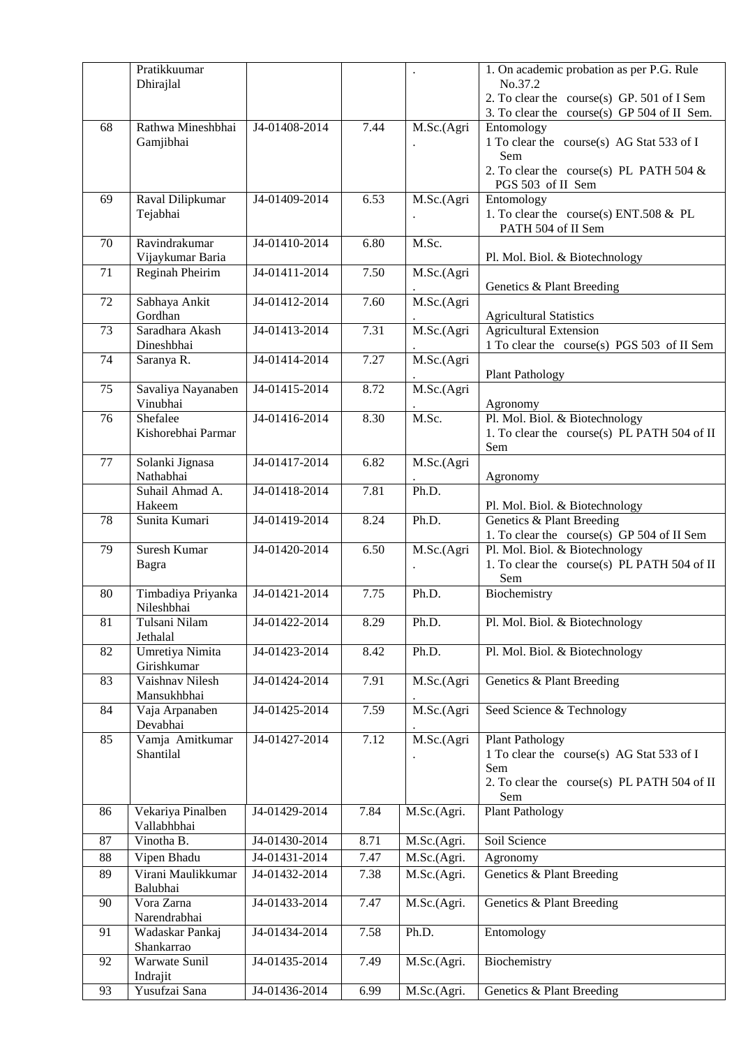|  | Pratikkuumar Dhirajlal |  |  | . | 1. On academic probation as per P.G. Rule No.37.2<br>2. To clear the course(s) GP. 501 of I Sem<br>3. To clear the course(s) GP 504 of II Sem. |
|---|---|---|---|---|---|
| 68 | Rathwa Mineshbhai Gamjibhai | J4-01408-2014 | 7.44 | M.Sc.(Agri. | Entomology<br>1 To clear the course(s) AG Stat 533 of I Sem<br>2. To clear the course(s) PL PATH 504 & PGS 503 of II Sem |
| 69 | Raval Dilipkumar Tejabhai | J4-01409-2014 | 6.53 | M.Sc.(Agri. | Entomology<br>1. To clear the course(s) ENT.508 & PL PATH 504 of II Sem |
| 70 | Ravindrakumar Vijaykumar Baria | J4-01410-2014 | 6.80 | M.Sc. | Pl. Mol. Biol. & Biotechnology |
| 71 | Reginah Pheirim | J4-01411-2014 | 7.50 | M.Sc.(Agri. | Genetics & Plant Breeding |
| 72 | Sabhaya Ankit Gordhan | J4-01412-2014 | 7.60 | M.Sc.(Agri. | Agricultural Statistics |
| 73 | Saradhara Akash Dineshbhai | J4-01413-2014 | 7.31 | M.Sc.(Agri. | Agricultural Extension<br>1 To clear the course(s) PGS 503 of II Sem |
| 74 | Saranya R. | J4-01414-2014 | 7.27 | M.Sc.(Agri. | Plant Pathology |
| 75 | Savaliya Nayanaben Vinubhai | J4-01415-2014 | 8.72 | M.Sc.(Agri. | Agronomy |
| 76 | Shefalee Kishorebhai Parmar | J4-01416-2014 | 8.30 | M.Sc. | Pl. Mol. Biol. & Biotechnology<br>1. To clear the course(s) PL PATH 504 of II Sem |
| 77 | Solanki Jignasa Nathabhai | J4-01417-2014 | 6.82 | M.Sc.(Agri. | Agronomy |
|  | Suhail Ahmad A. Hakeem | J4-01418-2014 | 7.81 | Ph.D. | Pl. Mol. Biol. & Biotechnology |
| 78 | Sunita Kumari | J4-01419-2014 | 8.24 | Ph.D. | Genetics & Plant Breeding<br>1. To clear the course(s) GP 504 of II Sem |
| 79 | Suresh Kumar Bagra | J4-01420-2014 | 6.50 | M.Sc.(Agri. | Pl. Mol. Biol. & Biotechnology<br>1. To clear the course(s) PL PATH 504 of II Sem |
| 80 | Timbadiya Priyanka Nileshbhai | J4-01421-2014 | 7.75 | Ph.D. | Biochemistry |
| 81 | Tulsani Nilam Jethalal | J4-01422-2014 | 8.29 | Ph.D. | Pl. Mol. Biol. & Biotechnology |
| 82 | Umretiya Nimita Girishkumar | J4-01423-2014 | 8.42 | Ph.D. | Pl. Mol. Biol. & Biotechnology |
| 83 | Vaishnav Nilesh Mansukhbhai | J4-01424-2014 | 7.91 | M.Sc.(Agri. | Genetics & Plant Breeding |
| 84 | Vaja Arpanaben Devabhai | J4-01425-2014 | 7.59 | M.Sc.(Agri. | Seed Science & Technology |
| 85 | Vamja Amitkumar Shantilal | J4-01427-2014 | 7.12 | M.Sc.(Agri. | Plant Pathology<br>1 To clear the course(s) AG Stat 533 of I Sem<br>2. To clear the course(s) PL PATH 504 of II Sem |
| 86 | Vekariya Pinalben Vallabhbhai | J4-01429-2014 | 7.84 | M.Sc.(Agri. | Plant Pathology |
| 87 | Vinotha B. | J4-01430-2014 | 8.71 | M.Sc.(Agri. | Soil Science |
| 88 | Vipen Bhadu | J4-01431-2014 | 7.47 | M.Sc.(Agri. | Agronomy |
| 89 | Virani Maulikkumar Balubhai | J4-01432-2014 | 7.38 | M.Sc.(Agri. | Genetics & Plant Breeding |
| 90 | Vora Zarna Narendrabhai | J4-01433-2014 | 7.47 | M.Sc.(Agri. | Genetics & Plant Breeding |
| 91 | Wadaskar Pankaj Shankarrao | J4-01434-2014 | 7.58 | Ph.D. | Entomology |
| 92 | Warwate Sunil Indrajit | J4-01435-2014 | 7.49 | M.Sc.(Agri. | Biochemistry |
| 93 | Yusufzai Sana | J4-01436-2014 | 6.99 | M.Sc.(Agri. | Genetics & Plant Breeding |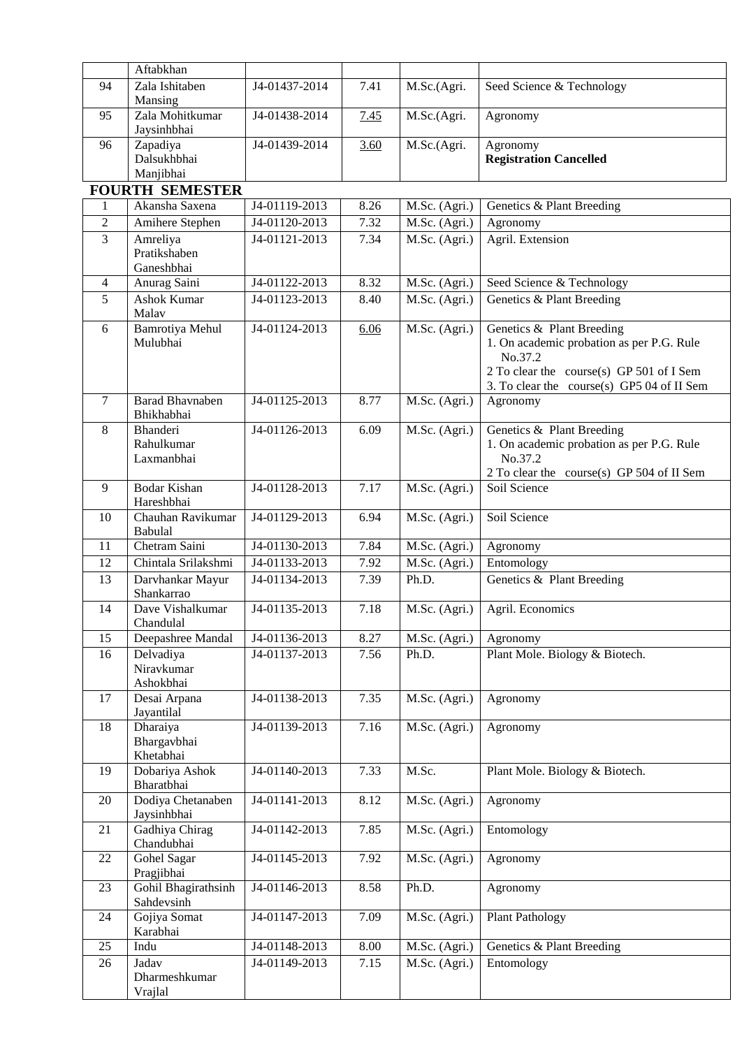|  | Aftabkhan |  |  |  |  |
|---|---|---|---|---|---|
| 94 | Zala Ishitaben Mansing | J4-01437-2014 | 7.41 | M.Sc.(Agri. | Seed Science & Technology |
| 95 | Zala Mohitkumar Jaysinhbhai | J4-01438-2014 | 7.45 | M.Sc.(Agri. | Agronomy |
| 96 | Zapadiya Dalsukhbhai Manjibhai | J4-01439-2014 | 3.60 | M.Sc.(Agri. | Agronomy **Registration Cancelled** |

## FOURTH SEMESTER

| | | | | | |
|---|---|---|---|---|---|
| 1 | Akansha Saxena | J4-01119-2013 | 8.26 | M.Sc. (Agri.) | Genetics & Plant Breeding |
| 2 | Amihere Stephen | J4-01120-2013 | 7.32 | M.Sc. (Agri.) | Agronomy |
| 3 | Amreliya Pratikshaben Ganeshbhai | J4-01121-2013 | 7.34 | M.Sc. (Agri.) | Agril. Extension |
| 4 | Anurag Saini | J4-01122-2013 | 8.32 | M.Sc. (Agri.) | Seed Science & Technology |
| 5 | Ashok Kumar Malav | J4-01123-2013 | 8.40 | M.Sc. (Agri.) | Genetics & Plant Breeding |
| 6 | Bamrotiya Mehul Mulubhai | J4-01124-2013 | 6.06 | M.Sc. (Agri.) | Genetics & Plant Breeding 1. On academic probation as per P.G. Rule No.37.2 2 To clear the course(s) GP 501 of I Sem 3. To clear the course(s) GP5 04 of II Sem |
| 7 | Barad Bhavnaben Bhikhabhai | J4-01125-2013 | 8.77 | M.Sc. (Agri.) | Agronomy |
| 8 | Bhanderi Rahulkumar Laxmanbhai | J4-01126-2013 | 6.09 | M.Sc. (Agri.) | Genetics & Plant Breeding 1. On academic probation as per P.G. Rule No.37.2 2 To clear the course(s) GP 504 of II Sem |
| 9 | Bodar Kishan Hareshbhai | J4-01128-2013 | 7.17 | M.Sc. (Agri.) | Soil Science |
| 10 | Chauhan Ravikumar Babulal | J4-01129-2013 | 6.94 | M.Sc. (Agri.) | Soil Science |
| 11 | Chetram Saini | J4-01130-2013 | 7.84 | M.Sc. (Agri.) | Agronomy |
| 12 | Chintala Srilakshmi | J4-01133-2013 | 7.92 | M.Sc. (Agri.) | Entomology |
| 13 | Darvhankar Mayur Shankarrao | J4-01134-2013 | 7.39 | Ph.D. | Genetics & Plant Breeding |
| 14 | Dave Vishalkumar Chandulal | J4-01135-2013 | 7.18 | M.Sc. (Agri.) | Agril. Economics |
| 15 | Deepashree Mandal | J4-01136-2013 | 8.27 | M.Sc. (Agri.) | Agronomy |
| 16 | Delvadiya Niravkumar Ashokbhai | J4-01137-2013 | 7.56 | Ph.D. | Plant Mole. Biology & Biotech. |
| 17 | Desai Arpana Jayantilal | J4-01138-2013 | 7.35 | M.Sc. (Agri.) | Agronomy |
| 18 | Dharaiya Bhargavbhai Khetabhai | J4-01139-2013 | 7.16 | M.Sc. (Agri.) | Agronomy |
| 19 | Dobariya Ashok Bharatbhai | J4-01140-2013 | 7.33 | M.Sc. | Plant Mole. Biology & Biotech. |
| 20 | Dodiya Chetanaben Jaysinhbhai | J4-01141-2013 | 8.12 | M.Sc. (Agri.) | Agronomy |
| 21 | Gadhiya Chirag Chandubhai | J4-01142-2013 | 7.85 | M.Sc. (Agri.) | Entomology |
| 22 | Gohel Sagar Pragjibhai | J4-01145-2013 | 7.92 | M.Sc. (Agri.) | Agronomy |
| 23 | Gohil Bhagirathsinh Sahdevsinh | J4-01146-2013 | 8.58 | Ph.D. | Agronomy |
| 24 | Gojiya Somat Karabhai | J4-01147-2013 | 7.09 | M.Sc. (Agri.) | Plant Pathology |
| 25 | Indu | J4-01148-2013 | 8.00 | M.Sc. (Agri.) | Genetics & Plant Breeding |
| 26 | Jadav Dharmeshkumar Vrajlal | J4-01149-2013 | 7.15 | M.Sc. (Agri.) | Entomology |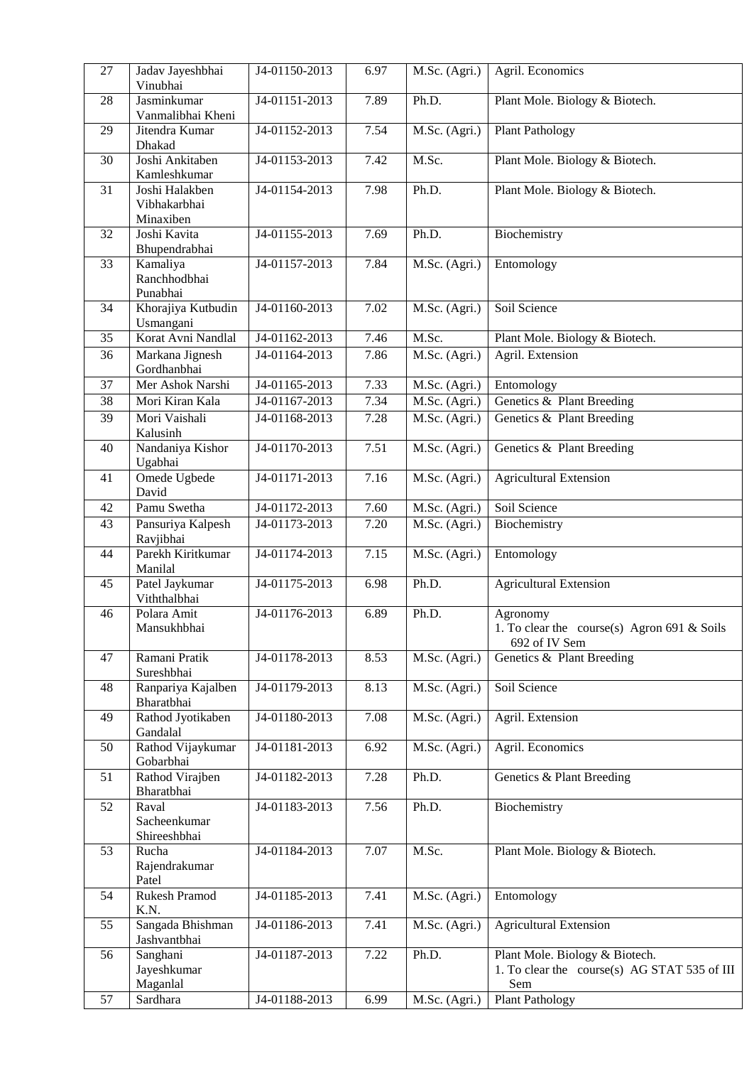| 27 | Jadav Jayeshbhai Vinubhai | J4-01150-2013 | 6.97 | M.Sc. (Agri.) | Agril. Economics |
|---|---|---|---|---|---|
| 28 | Jasminkumar Vanmalibhai Kheni | J4-01151-2013 | 7.89 | Ph.D. | Plant Mole. Biology & Biotech. |
| 29 | Jitendra Kumar Dhakad | J4-01152-2013 | 7.54 | M.Sc. (Agri.) | Plant Pathology |
| 30 | Joshi Ankitaben Kamleshkumar | J4-01153-2013 | 7.42 | M.Sc. | Plant Mole. Biology & Biotech. |
| 31 | Joshi Halakben Vibhakarbhai Minaxiben | J4-01154-2013 | 7.98 | Ph.D. | Plant Mole. Biology & Biotech. |
| 32 | Joshi Kavita Bhupendrabhai | J4-01155-2013 | 7.69 | Ph.D. | Biochemistry |
| 33 | Kamaliya Ranchhodbhai Punabhai | J4-01157-2013 | 7.84 | M.Sc. (Agri.) | Entomology |
| 34 | Khorajiya Kutbudin Usmangani | J4-01160-2013 | 7.02 | M.Sc. (Agri.) | Soil Science |
| 35 | Korat Avni Nandlal | J4-01162-2013 | 7.46 | M.Sc. | Plant Mole. Biology & Biotech. |
| 36 | Markana Jignesh Gordhanbhai | J4-01164-2013 | 7.86 | M.Sc. (Agri.) | Agril. Extension |
| 37 | Mer Ashok Narshi | J4-01165-2013 | 7.33 | M.Sc. (Agri.) | Entomology |
| 38 | Mori Kiran Kala | J4-01167-2013 | 7.34 | M.Sc. (Agri.) | Genetics & Plant Breeding |
| 39 | Mori Vaishali Kalusinh | J4-01168-2013 | 7.28 | M.Sc. (Agri.) | Genetics & Plant Breeding |
| 40 | Nandaniya Kishor Ugabhai | J4-01170-2013 | 7.51 | M.Sc. (Agri.) | Genetics & Plant Breeding |
| 41 | Omede Ugbede David | J4-01171-2013 | 7.16 | M.Sc. (Agri.) | Agricultural Extension |
| 42 | Pamu Swetha | J4-01172-2013 | 7.60 | M.Sc. (Agri.) | Soil Science |
| 43 | Pansuriya Kalpesh Ravjibhai | J4-01173-2013 | 7.20 | M.Sc. (Agri.) | Biochemistry |
| 44 | Parekh Kiritkumar Manilal | J4-01174-2013 | 7.15 | M.Sc. (Agri.) | Entomology |
| 45 | Patel Jaykumar Viththalbhai | J4-01175-2013 | 6.98 | Ph.D. | Agricultural Extension |
| 46 | Polara Amit Mansukhbhai | J4-01176-2013 | 6.89 | Ph.D. | Agronomy<br>1. To clear the course(s) Agron 691 & Soils 692 of IV Sem |
| 47 | Ramani Pratik Sureshbhai | J4-01178-2013 | 8.53 | M.Sc. (Agri.) | Genetics & Plant Breeding |
| 48 | Ranpariya Kajalben Bharatbhai | J4-01179-2013 | 8.13 | M.Sc. (Agri.) | Soil Science |
| 49 | Rathod Jyotikaben Gandalal | J4-01180-2013 | 7.08 | M.Sc. (Agri.) | Agril. Extension |
| 50 | Rathod Vijaykumar Gobarbhai | J4-01181-2013 | 6.92 | M.Sc. (Agri.) | Agril. Economics |
| 51 | Rathod Virajben Bharatbhai | J4-01182-2013 | 7.28 | Ph.D. | Genetics & Plant Breeding |
| 52 | Raval Sacheenkumar Shireeshbhai | J4-01183-2013 | 7.56 | Ph.D. | Biochemistry |
| 53 | Rucha Rajendrakumar Patel | J4-01184-2013 | 7.07 | M.Sc. | Plant Mole. Biology & Biotech. |
| 54 | Rukesh Pramod K.N. | J4-01185-2013 | 7.41 | M.Sc. (Agri.) | Entomology |
| 55 | Sangada Bhishman Jashvantbhai | J4-01186-2013 | 7.41 | M.Sc. (Agri.) | Agricultural Extension |
| 56 | Sanghani Jayeshkumar Maganlal | J4-01187-2013 | 7.22 | Ph.D. | Plant Mole. Biology & Biotech.<br>1. To clear the course(s) AG STAT 535 of III Sem |
| 57 | Sardhara | J4-01188-2013 | 6.99 | M.Sc. (Agri.) | Plant Pathology |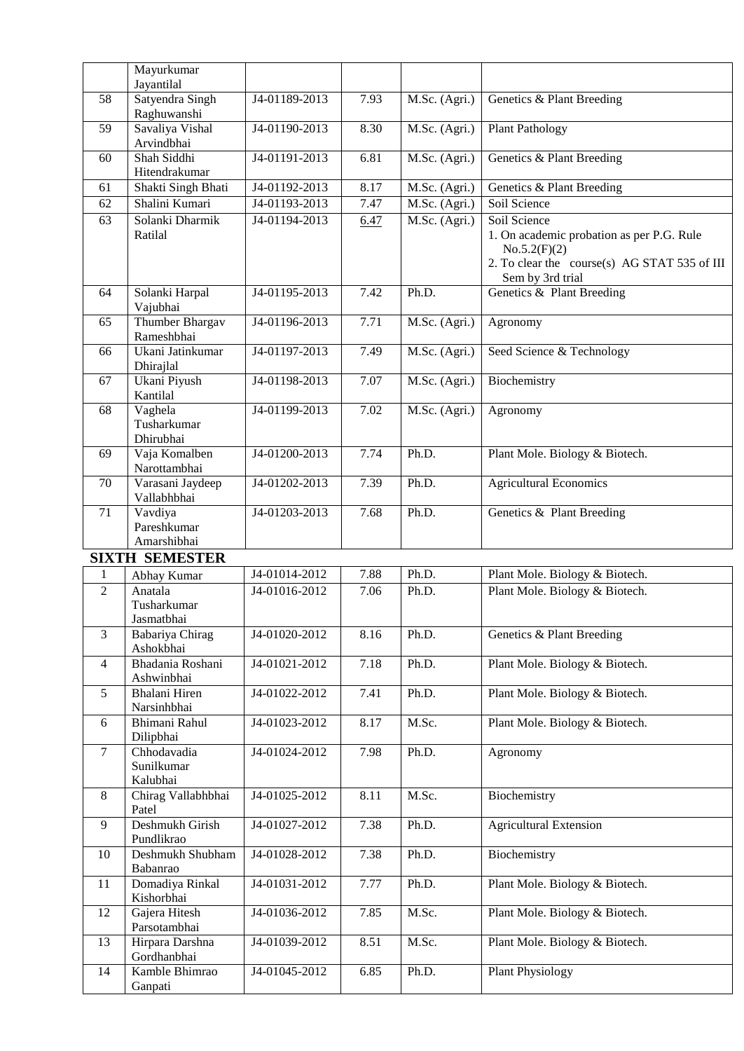| | Mayurkumar Jayantilal | | | | |
|---|---|---|---|---|---|
| 58 | Satyendra Singh Raghuwanshi | J4-01189-2013 | 7.93 | M.Sc. (Agri.) | Genetics & Plant Breeding |
| 59 | Savaliya Vishal Arvindbhai | J4-01190-2013 | 8.30 | M.Sc. (Agri.) | Plant Pathology |
| 60 | Shah Siddhi Hitendrakumar | J4-01191-2013 | 6.81 | M.Sc. (Agri.) | Genetics & Plant Breeding |
| 61 | Shakti Singh Bhati | J4-01192-2013 | 8.17 | M.Sc. (Agri.) | Genetics & Plant Breeding |
| 62 | Shalini Kumari | J4-01193-2013 | 7.47 | M.Sc. (Agri.) | Soil Science |
| 63 | Solanki Dharmik Ratilal | J4-01194-2013 | 6.47 | M.Sc. (Agri.) | Soil Science<br>1. On academic probation as per P.G. Rule No.5.2(F)(2)<br>2. To clear the course(s) AG STAT 535 of III Sem by 3rd trial |
| 64 | Solanki Harpal Vajubhai | J4-01195-2013 | 7.42 | Ph.D. | Genetics & Plant Breeding |
| 65 | Thumber Bhargav Rameshbhai | J4-01196-2013 | 7.71 | M.Sc. (Agri.) | Agronomy |
| 66 | Ukani Jatinkumar Dhirajlal | J4-01197-2013 | 7.49 | M.Sc. (Agri.) | Seed Science & Technology |
| 67 | Ukani Piyush Kantilal | J4-01198-2013 | 7.07 | M.Sc. (Agri.) | Biochemistry |
| 68 | Vaghela Tusharkumar Dhirubhai | J4-01199-2013 | 7.02 | M.Sc. (Agri.) | Agronomy |
| 69 | Vaja Komalben Narottambhai | J4-01200-2013 | 7.74 | Ph.D. | Plant Mole. Biology & Biotech. |
| 70 | Varasani Jaydeep Vallabhbhai | J4-01202-2013 | 7.39 | Ph.D. | Agricultural Economics |
| 71 | Vavdiya Pareshkumar Amarshibhai | J4-01203-2013 | 7.68 | Ph.D. | Genetics & Plant Breeding |

**SIXTH SEMESTER**

| | | | | | |
|---|---|---|---|---|---|
| 1 | Abhay Kumar | J4-01014-2012 | 7.88 | Ph.D. | Plant Mole. Biology & Biotech. |
| 2 | Anatala Tusharkumar Jasmatbhai | J4-01016-2012 | 7.06 | Ph.D. | Plant Mole. Biology & Biotech. |
| 3 | Babariya Chirag Ashokbhai | J4-01020-2012 | 8.16 | Ph.D. | Genetics & Plant Breeding |
| 4 | Bhadania Roshani Ashwinbhai | J4-01021-2012 | 7.18 | Ph.D. | Plant Mole. Biology & Biotech. |
| 5 | Bhalani Hiren Narsinhbhai | J4-01022-2012 | 7.41 | Ph.D. | Plant Mole. Biology & Biotech. |
| 6 | Bhimani Rahul Dilipbhai | J4-01023-2012 | 8.17 | M.Sc. | Plant Mole. Biology & Biotech. |
| 7 | Chhodavadia Sunilkumar Kalubhai | J4-01024-2012 | 7.98 | Ph.D. | Agronomy |
| 8 | Chirag Vallabhbhai Patel | J4-01025-2012 | 8.11 | M.Sc. | Biochemistry |
| 9 | Deshmukh Girish Pundlikrao | J4-01027-2012 | 7.38 | Ph.D. | Agricultural Extension |
| 10 | Deshmukh Shubham Babanrao | J4-01028-2012 | 7.38 | Ph.D. | Biochemistry |
| 11 | Domadiya Rinkal Kishorbhai | J4-01031-2012 | 7.77 | Ph.D. | Plant Mole. Biology & Biotech. |
| 12 | Gajera Hitesh Parsotambhai | J4-01036-2012 | 7.85 | M.Sc. | Plant Mole. Biology & Biotech. |
| 13 | Hirpara Darshna Gordhanbhai | J4-01039-2012 | 8.51 | M.Sc. | Plant Mole. Biology & Biotech. |
| 14 | Kamble Bhimrao Ganpati | J4-01045-2012 | 6.85 | Ph.D. | Plant Physiology |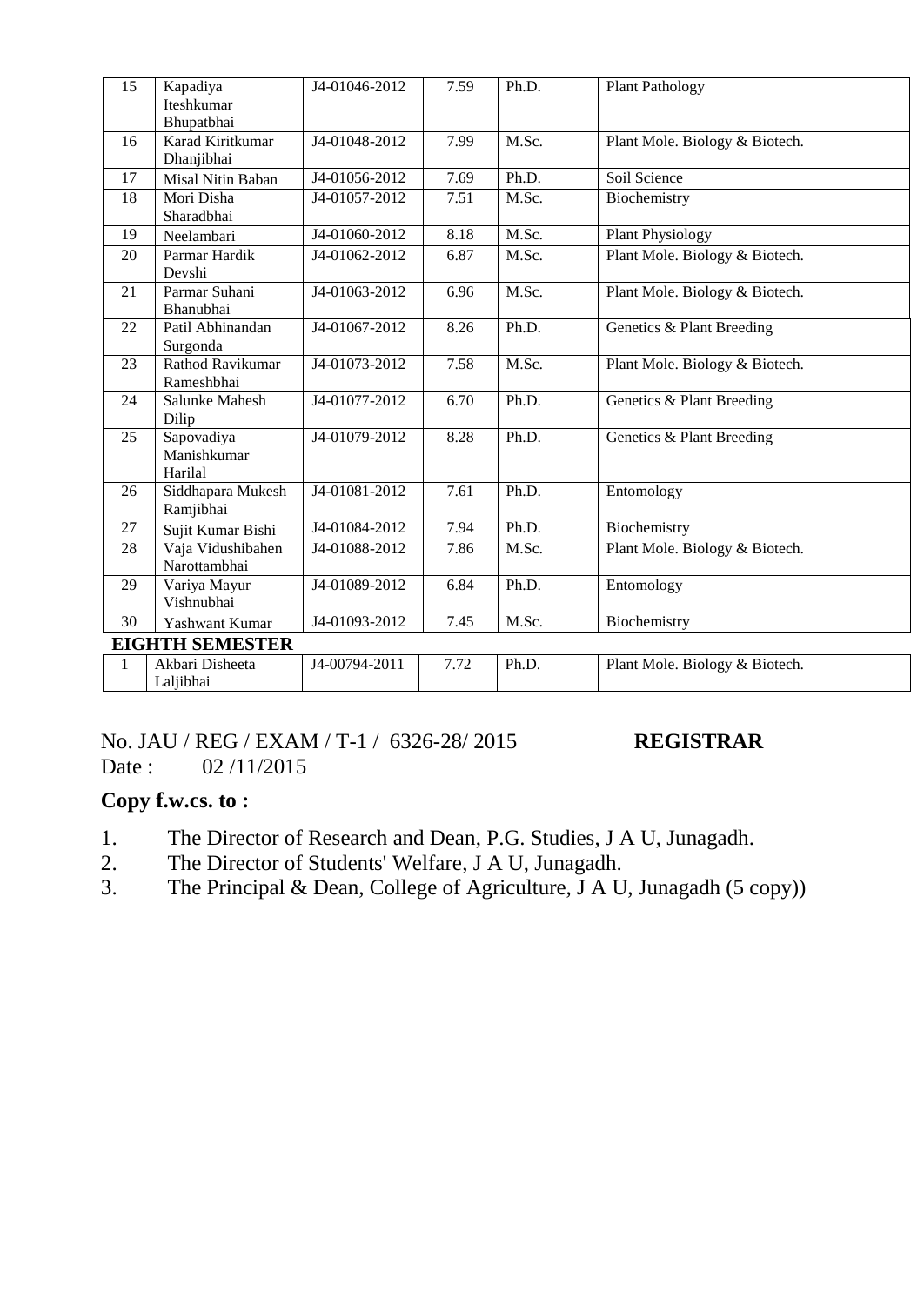| 15 | Kapadiya Iteshkumar Bhupatbhai | J4-01046-2012 | 7.59 | Ph.D. | Plant Pathology |
|---|---|---|---|---|---|
| 16 | Karad Kiritkumar Dhanjibhai | J4-01048-2012 | 7.99 | M.Sc. | Plant Mole. Biology & Biotech. |
| 17 | Misal Nitin Baban | J4-01056-2012 | 7.69 | Ph.D. | Soil Science |
| 18 | Mori Disha Sharadbhai | J4-01057-2012 | 7.51 | M.Sc. | Biochemistry |
| 19 | Neelambari | J4-01060-2012 | 8.18 | M.Sc. | Plant Physiology |
| 20 | Parmar Hardik Devshi | J4-01062-2012 | 6.87 | M.Sc. | Plant Mole. Biology & Biotech. |
| 21 | Parmar Suhani Bhanubhai | J4-01063-2012 | 6.96 | M.Sc. | Plant Mole. Biology & Biotech. |
| 22 | Patil Abhinandan Surgonda | J4-01067-2012 | 8.26 | Ph.D. | Genetics & Plant Breeding |
| 23 | Rathod Ravikumar Rameshbhai | J4-01073-2012 | 7.58 | M.Sc. | Plant Mole. Biology & Biotech. |
| 24 | Salunke Mahesh Dilip | J4-01077-2012 | 6.70 | Ph.D. | Genetics & Plant Breeding |
| 25 | Sapovadiya Manishkumar Harilal | J4-01079-2012 | 8.28 | Ph.D. | Genetics & Plant Breeding |
| 26 | Siddhapara Mukesh Ramjibhai | J4-01081-2012 | 7.61 | Ph.D. | Entomology |
| 27 | Sujit Kumar Bishi | J4-01084-2012 | 7.94 | Ph.D. | Biochemistry |
| 28 | Vaja Vidushibahen Narottambhai | J4-01088-2012 | 7.86 | M.Sc. | Plant Mole. Biology & Biotech. |
| 29 | Variya Mayur Vishnubhai | J4-01089-2012 | 6.84 | Ph.D. | Entomology |
| 30 | Yashwant Kumar | J4-01093-2012 | 7.45 | M.Sc. | Biochemistry |

**EIGHTH SEMESTER**

| 1 | Akbari Disheeta Laljibhai | J4-00794-2011 | 7.72 | Ph.D. | Plant Mole. Biology & Biotech. |
|---|---|---|---|---|---|

No. JAU / REG / EXAM / T-1 / 6326-28/ 2015 **REGISTRAR**

Date : 02 /11/2015

**Copy f.w.cs. to :**

1. The Director of Research and Dean, P.G. Studies, J A U, Junagadh.
2. The Director of Students' Welfare, J A U, Junagadh.
3. The Principal & Dean, College of Agriculture, J A U, Junagadh (5 copy))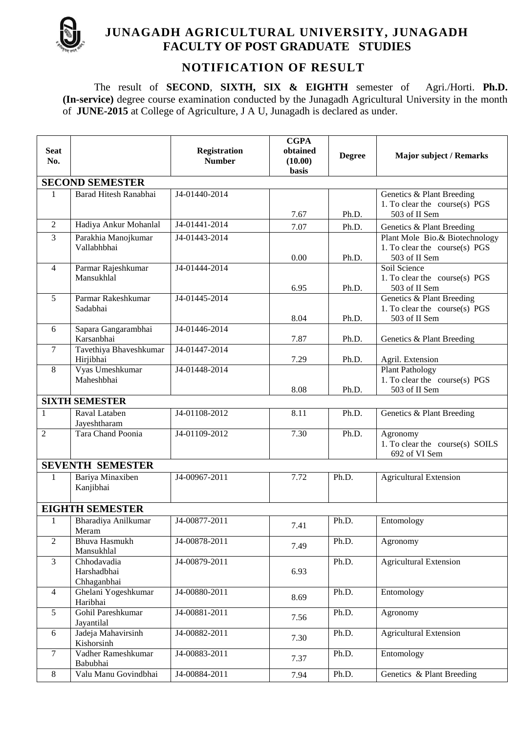# JUNAGADH AGRICULTURAL UNIVERSITY, JUNAGADH
## FACULTY OF POST GRADUATE STUDIES

## NOTIFICATION OF RESULT

The result of **SECOND**, **SIXTH, SIX & EIGHTH** semester of Agri./Horti. **Ph.D. (In-service)** degree course examination conducted by the Junagadh Agricultural University in the month of **JUNE-2015** at College of Agriculture, J A U, Junagadh is declared as under.

| Seat No. | | Registration Number | CGPA obtained (10.00) basis | Degree | Major subject / Remarks |
|---|---|---|---|---|---|
| **SECOND SEMESTER** | | | | | |
| 1 | Barad Hitesh Ranabhai | J4-01440-2014 | 7.67 | Ph.D. | Genetics & Plant Breeding 1. To clear the course(s) PGS 503 of II Sem |
| 2 | Hadiya Ankur Mohanlal | J4-01441-2014 | 7.07 | Ph.D. | Genetics & Plant Breeding |
| 3 | Parakhia Manojkumar Vallabhbhai | J4-01443-2014 | 0.00 | Ph.D. | Plant Mole Bio.& Biotechnology 1. To clear the course(s) PGS 503 of II Sem |
| 4 | Parmar Rajeshkumar Mansukhlal | J4-01444-2014 | 6.95 | Ph.D. | Soil Science 1. To clear the course(s) PGS 503 of II Sem |
| 5 | Parmar Rakeshkumar Sadabhai | J4-01445-2014 | 8.04 | Ph.D. | Genetics & Plant Breeding 1. To clear the course(s) PGS 503 of II Sem |
| 6 | Sapara Gangarambhai Karsanbhai | J4-01446-2014 | 7.87 | Ph.D. | Genetics & Plant Breeding |
| 7 | Tavethiya Bhaveshkumar Hirjibhai | J4-01447-2014 | 7.29 | Ph.D. | Agril. Extension |
| 8 | Vyas Umeshkumar Maheshbhai | J4-01448-2014 | 8.08 | Ph.D. | Plant Pathology 1. To clear the course(s) PGS 503 of II Sem |
| **SIXTH SEMESTER** | | | | | |
| 1 | Raval Lataben Jayeshtharam | J4-01108-2012 | 8.11 | Ph.D. | Genetics & Plant Breeding |
| 2 | Tara Chand Poonia | J4-01109-2012 | 7.30 | Ph.D. | Agronomy 1. To clear the course(s) SOILS 692 of VI Sem |
| **SEVENTH SEMESTER** | | | | | |
| 1 | Bariya Minaxiben Kanjibhai | J4-00967-2011 | 7.72 | Ph.D. | Agricultural Extension |
| **EIGHTH SEMESTER** | | | | | |
| 1 | Bharadiya Anilkumar Meram | J4-00877-2011 | 7.41 | Ph.D. | Entomology |
| 2 | Bhuva Hasmukh Mansukhlal | J4-00878-2011 | 7.49 | Ph.D. | Agronomy |
| 3 | Chhodavadia Harshadbhai Chhaganbhai | J4-00879-2011 | 6.93 | Ph.D. | Agricultural Extension |
| 4 | Ghelani Yogeshkumar Haribhai | J4-00880-2011 | 8.69 | Ph.D. | Entomology |
| 5 | Gohil Pareshkumar Jayantilal | J4-00881-2011 | 7.56 | Ph.D. | Agronomy |
| 6 | Jadeja Mahavirsinh Kishorsinh | J4-00882-2011 | 7.30 | Ph.D. | Agricultural Extension |
| 7 | Vadher Rameshkumar Babubhai | J4-00883-2011 | 7.37 | Ph.D. | Entomology |
| 8 | Valu Manu Govindbhai | J4-00884-2011 | 7.94 | Ph.D. | Genetics & Plant Breeding |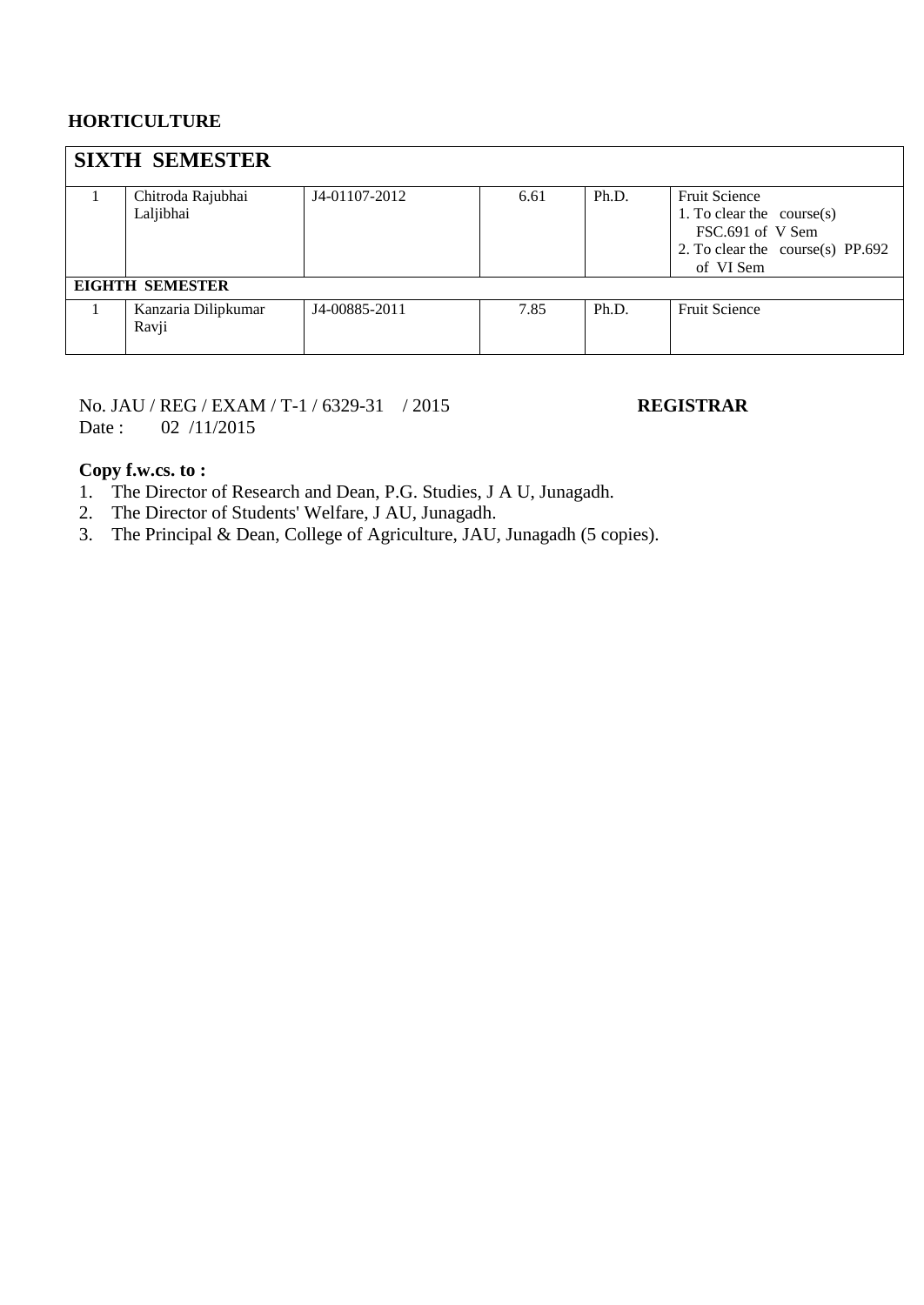**HORTICULTURE**

| **SIXTH SEMESTER** | | | | | |
|---|---|---|---|---|---|
| 1 | Chitroda Rajubhai Laljibhai | J4-01107-2012 | 6.61 | Ph.D. | Fruit Science<br>1. To clear the course(s) FSC.691 of V Sem<br>2. To clear the course(s) PP.692 of VI Sem |
| **EIGHTH SEMESTER** | | | | | |
| 1 | Kanzaria Dilipkumar Ravji | J4-00885-2011 | 7.85 | Ph.D. | Fruit Science |

No. JAU / REG / EXAM / T-1 / 6329-31 / 2015 **REGISTRAR**
Date : 02 /11/2015

**Copy f.w.cs. to :**

1. The Director of Research and Dean, P.G. Studies, J A U, Junagadh.
2. The Director of Students' Welfare, J AU, Junagadh.
3. The Principal & Dean, College of Agriculture, JAU, Junagadh (5 copies).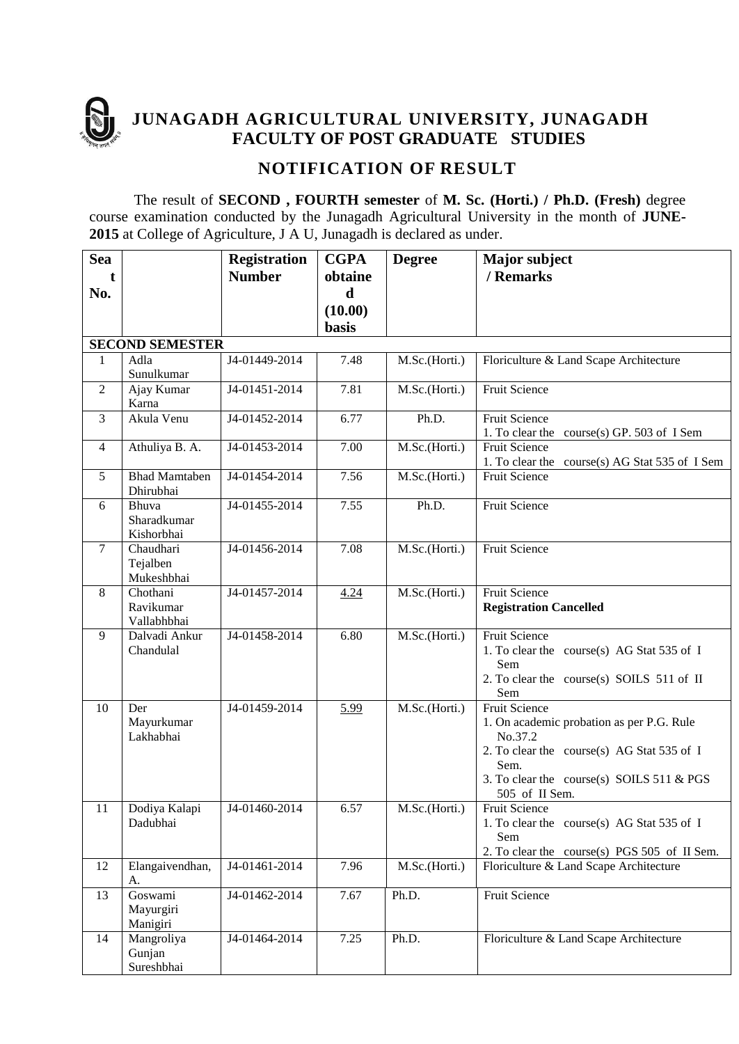# JUNAGADH AGRICULTURAL UNIVERSITY, JUNAGADH
## FACULTY OF POST GRADUATE STUDIES

## NOTIFICATION OF RESULT

The result of **SECOND , FOURTH semester** of **M. Sc. (Horti.) / Ph.D. (Fresh)** degree course examination conducted by the Junagadh Agricultural University in the month of **JUNE-2015** at College of Agriculture, J A U, Junagadh is declared as under.

| Seat No. | | Registration Number | CGPA obtained (10.00) basis | Degree | Major subject / Remarks |
|---|---|---|---|---|---|
| **SECOND SEMESTER** | | | | | |
| 1 | Adla Sunulkumar | J4-01449-2014 | 7.48 | M.Sc.(Horti.) | Floriculture & Land Scape Architecture |
| 2 | Ajay Kumar Karna | J4-01451-2014 | 7.81 | M.Sc.(Horti.) | Fruit Science |
| 3 | Akula Venu | J4-01452-2014 | 6.77 | Ph.D. | Fruit Science<br>1. To clear the course(s) GP. 503 of I Sem |
| 4 | Athuliya B. A. | J4-01453-2014 | 7.00 | M.Sc.(Horti.) | Fruit Science<br>1. To clear the course(s) AG Stat 535 of I Sem |
| 5 | Bhad Mamtaben Dhirubhai | J4-01454-2014 | 7.56 | M.Sc.(Horti.) | Fruit Science |
| 6 | Bhuva Sharadkumar Kishorbhai | J4-01455-2014 | 7.55 | Ph.D. | Fruit Science |
| 7 | Chaudhari Tejalben Mukeshbhai | J4-01456-2014 | 7.08 | M.Sc.(Horti.) | Fruit Science |
| 8 | Chothani Ravikumar Vallabhbhai | J4-01457-2014 | 4.24 | M.Sc.(Horti.) | Fruit Science<br>**Registration Cancelled** |
| 9 | Dalvadi Ankur Chandulal | J4-01458-2014 | 6.80 | M.Sc.(Horti.) | Fruit Science<br>1. To clear the course(s) AG Stat 535 of I Sem<br>2. To clear the course(s) SOILS 511 of II Sem |
| 10 | Der Mayurkumar Lakhabhai | J4-01459-2014 | 5.99 | M.Sc.(Horti.) | Fruit Science<br>1. On academic probation as per P.G. Rule No.37.2<br>2. To clear the course(s) AG Stat 535 of I Sem.<br>3. To clear the course(s) SOILS 511 & PGS 505 of II Sem. |
| 11 | Dodiya Kalapi Dadubhai | J4-01460-2014 | 6.57 | M.Sc.(Horti.) | Fruit Science<br>1. To clear the course(s) AG Stat 535 of I Sem<br>2. To clear the course(s) PGS 505 of II Sem. |
| 12 | Elangaivendhan, A. | J4-01461-2014 | 7.96 | M.Sc.(Horti.) | Floriculture & Land Scape Architecture |
| 13 | Goswami Mayurgiri Manigiri | J4-01462-2014 | 7.67 | Ph.D. | Fruit Science |
| 14 | Mangroliya Gunjan Sureshbhai | J4-01464-2014 | 7.25 | Ph.D. | Floriculture & Land Scape Architecture |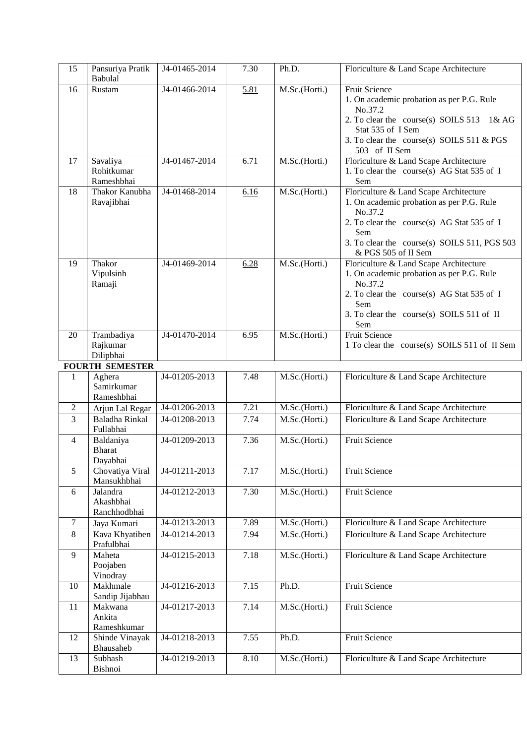| 15 | Pansuriya Pratik Babulal | J4-01465-2014 | 7.30 | Ph.D. | Floriculture & Land Scape Architecture |
|---|---|---|---|---|---|
| 16 | Rustam | J4-01466-2014 | 5.81 | M.Sc.(Horti.) | Fruit Science<br>1. On academic probation as per P.G. Rule No.37.2<br>2. To clear the course(s) SOILS 513 1& AG Stat 535 of I Sem<br>3. To clear the course(s) SOILS 511 & PGS 503 of II Sem |
| 17 | Savaliya Rohitkumar Rameshbhai | J4-01467-2014 | 6.71 | M.Sc.(Horti.) | Floriculture & Land Scape Architecture<br>1. To clear the course(s) AG Stat 535 of I Sem |
| 18 | Thakor Kanubha Ravajibhai | J4-01468-2014 | 6.16 | M.Sc.(Horti.) | Floriculture & Land Scape Architecture<br>1. On academic probation as per P.G. Rule No.37.2<br>2. To clear the course(s) AG Stat 535 of I Sem<br>3. To clear the course(s) SOILS 511, PGS 503 & PGS 505 of II Sem |
| 19 | Thakor Vipulsinh Ramaji | J4-01469-2014 | 6.28 | M.Sc.(Horti.) | Floriculture & Land Scape Architecture<br>1. On academic probation as per P.G. Rule No.37.2<br>2. To clear the course(s) AG Stat 535 of I Sem<br>3. To clear the course(s) SOILS 511 of II Sem |
| 20 | Trambadiya Rajkumar Dilipbhai | J4-01470-2014 | 6.95 | M.Sc.(Horti.) | Fruit Science<br>1 To clear the course(s) SOILS 511 of II Sem |

**FOURTH SEMESTER**

| 1 | Aghera Samirkumar Rameshbhai | J4-01205-2013 | 7.48 | M.Sc.(Horti.) | Floriculture & Land Scape Architecture |
|---|---|---|---|---|---|
| 2 | Arjun Lal Regar | J4-01206-2013 | 7.21 | M.Sc.(Horti.) | Floriculture & Land Scape Architecture |
| 3 | Baladha Rinkal Fullabhai | J4-01208-2013 | 7.74 | M.Sc.(Horti.) | Floriculture & Land Scape Architecture |
| 4 | Baldaniya Bharat Dayabhai | J4-01209-2013 | 7.36 | M.Sc.(Horti.) | Fruit Science |
| 5 | Chovatiya Viral Mansukhbhai | J4-01211-2013 | 7.17 | M.Sc.(Horti.) | Fruit Science |
| 6 | Jalandra Akashbhai Ranchhodbhai | J4-01212-2013 | 7.30 | M.Sc.(Horti.) | Fruit Science |
| 7 | Jaya Kumari | J4-01213-2013 | 7.89 | M.Sc.(Horti.) | Floriculture & Land Scape Architecture |
| 8 | Kava Khyatiben Prafulbhai | J4-01214-2013 | 7.94 | M.Sc.(Horti.) | Floriculture & Land Scape Architecture |
| 9 | Maheta Poojaben Vinodray | J4-01215-2013 | 7.18 | M.Sc.(Horti.) | Floriculture & Land Scape Architecture |
| 10 | Makhmale Sandip Jijabhau | J4-01216-2013 | 7.15 | Ph.D. | Fruit Science |
| 11 | Makwana Ankita Rameshkumar | J4-01217-2013 | 7.14 | M.Sc.(Horti.) | Fruit Science |
| 12 | Shinde Vinayak Bhausaheb | J4-01218-2013 | 7.55 | Ph.D. | Fruit Science |
| 13 | Subhash Bishnoi | J4-01219-2013 | 8.10 | M.Sc.(Horti.) | Floriculture & Land Scape Architecture |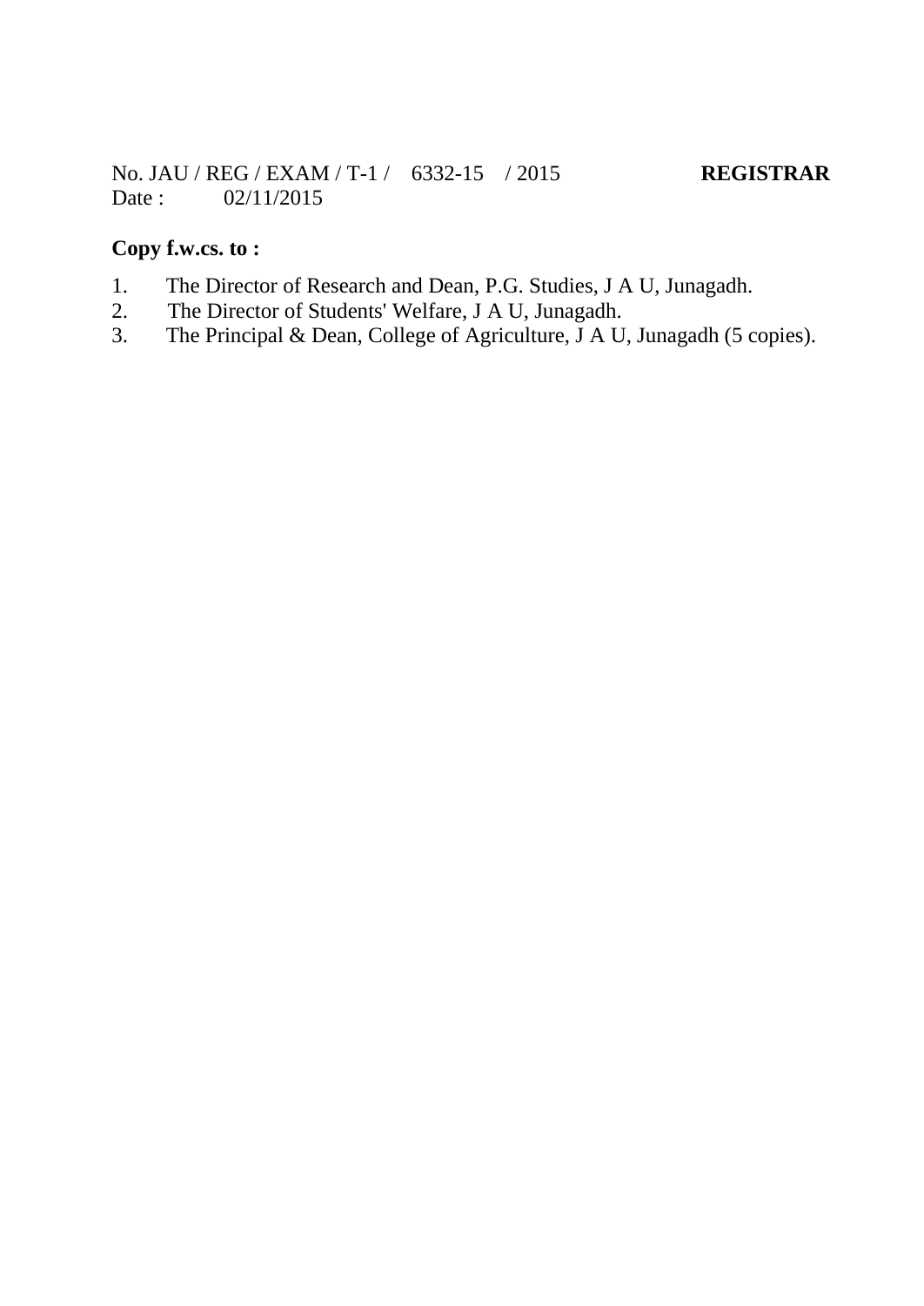No. JAU / REG / EXAM / T-1 / 6332-15 / 2015 **REGISTRAR**
Date : 02/11/2015

**Copy f.w.cs. to :**

1. The Director of Research and Dean, P.G. Studies, J A U, Junagadh.
2. The Director of Students' Welfare, J A U, Junagadh.
3. The Principal & Dean, College of Agriculture, J A U, Junagadh (5 copies).